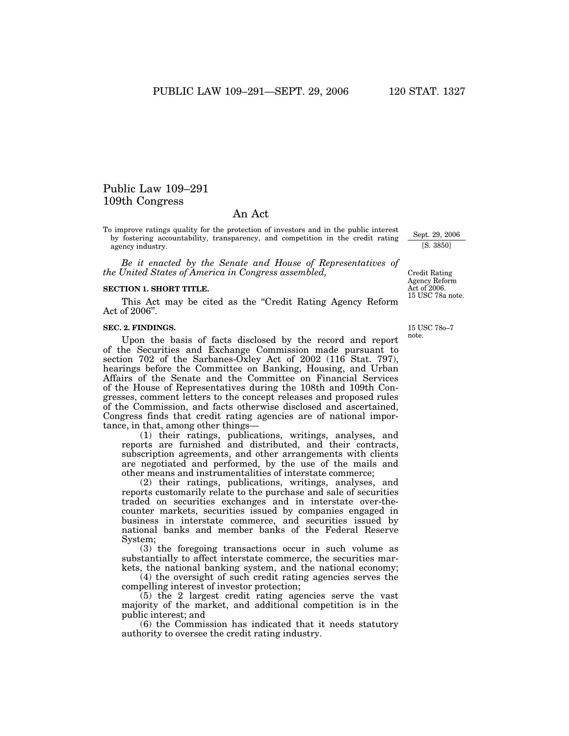# Public Law 109–291
# 109th Congress

## An Act

To improve ratings quality for the protection of investors and in the public interest by fostering accountability, transparency, and competition in the credit rating agency industry.

Sept. 29, 2006
[S. 3850]

*Be it enacted by the Senate and House of Representatives of the United States of America in Congress assembled,*

Credit Rating Agency Reform Act of 2006.
15 USC 78a note.

### SECTION 1. SHORT TITLE.

This Act may be cited as the "Credit Rating Agency Reform Act of 2006".

### SEC. 2. FINDINGS.

15 USC 78o–7 note.

Upon the basis of facts disclosed by the record and report of the Securities and Exchange Commission made pursuant to section 702 of the Sarbanes-Oxley Act of 2002 (116 Stat. 797), hearings before the Committee on Banking, Housing, and Urban Affairs of the Senate and the Committee on Financial Services of the House of Representatives during the 108th and 109th Congresses, comment letters to the concept releases and proposed rules of the Commission, and facts otherwise disclosed and ascertained, Congress finds that credit rating agencies are of national importance, in that, among other things—

(1) their ratings, publications, writings, analyses, and reports are furnished and distributed, and their contracts, subscription agreements, and other arrangements with clients are negotiated and performed, by the use of the mails and other means and instrumentalities of interstate commerce;

(2) their ratings, publications, writings, analyses, and reports customarily relate to the purchase and sale of securities traded on securities exchanges and in interstate over-the-counter markets, securities issued by companies engaged in business in interstate commerce, and securities issued by national banks and member banks of the Federal Reserve System;

(3) the foregoing transactions occur in such volume as substantially to affect interstate commerce, the securities markets, the national banking system, and the national economy;

(4) the oversight of such credit rating agencies serves the compelling interest of investor protection;

(5) the 2 largest credit rating agencies serve the vast majority of the market, and additional competition is in the public interest; and

(6) the Commission has indicated that it needs statutory authority to oversee the credit rating industry.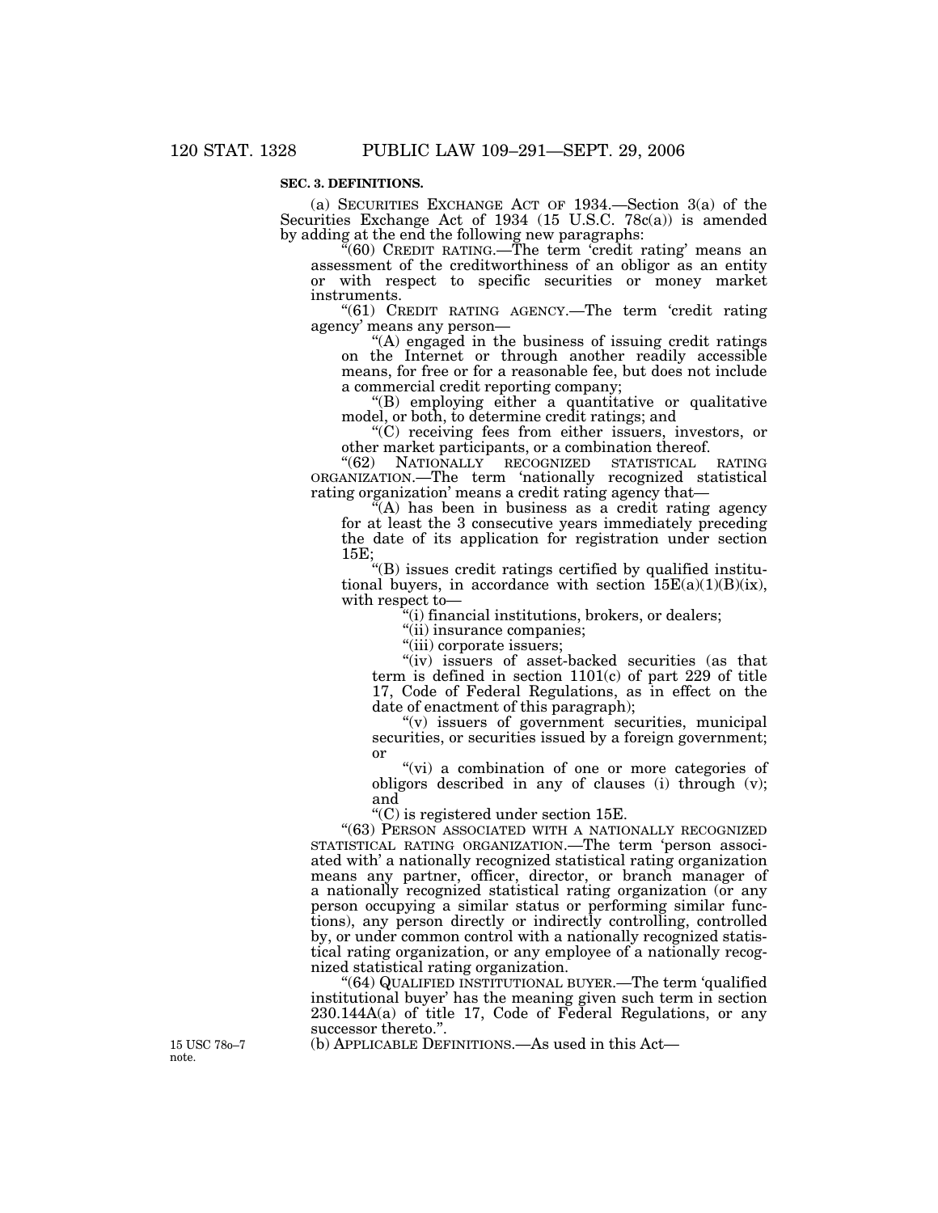**SEC. 3. DEFINITIONS.**

(a) SECURITIES EXCHANGE ACT OF 1934.—Section 3(a) of the Securities Exchange Act of 1934 (15 U.S.C. 78c(a)) is amended by adding at the end the following new paragraphs:

"(60) CREDIT RATING.—The term 'credit rating' means an assessment of the creditworthiness of an obligor as an entity or with respect to specific securities or money market instruments.

"(61) CREDIT RATING AGENCY.—The term 'credit rating agency' means any person—

"(A) engaged in the business of issuing credit ratings on the Internet or through another readily accessible means, for free or for a reasonable fee, but does not include a commercial credit reporting company;

"(B) employing either a quantitative or qualitative model, or both, to determine credit ratings; and

"(C) receiving fees from either issuers, investors, or other market participants, or a combination thereof.

"(62) NATIONALLY RECOGNIZED STATISTICAL RATING ORGANIZATION.—The term 'nationally recognized statistical rating organization' means a credit rating agency that—

"(A) has been in business as a credit rating agency for at least the 3 consecutive years immediately preceding the date of its application for registration under section 15E;

"(B) issues credit ratings certified by qualified institutional buyers, in accordance with section 15E(a)(1)(B)(ix), with respect to—

"(i) financial institutions, brokers, or dealers;

"(ii) insurance companies;

"(iii) corporate issuers;

"(iv) issuers of asset-backed securities (as that term is defined in section 1101(c) of part 229 of title 17, Code of Federal Regulations, as in effect on the date of enactment of this paragraph);

"(v) issuers of government securities, municipal securities, or securities issued by a foreign government; or

"(vi) a combination of one or more categories of obligors described in any of clauses (i) through (v); and

"(C) is registered under section 15E.

"(63) PERSON ASSOCIATED WITH A NATIONALLY RECOGNIZED STATISTICAL RATING ORGANIZATION.—The term 'person associated with' a nationally recognized statistical rating organization means any partner, officer, director, or branch manager of a nationally recognized statistical rating organization (or any person occupying a similar status or performing similar functions), any person directly or indirectly controlling, controlled by, or under common control with a nationally recognized statistical rating organization, or any employee of a nationally recognized statistical rating organization.

"(64) QUALIFIED INSTITUTIONAL BUYER.—The term 'qualified institutional buyer' has the meaning given such term in section 230.144A(a) of title 17, Code of Federal Regulations, or any successor thereto.".

15 USC 78o–7 note.

(b) APPLICABLE DEFINITIONS.—As used in this Act—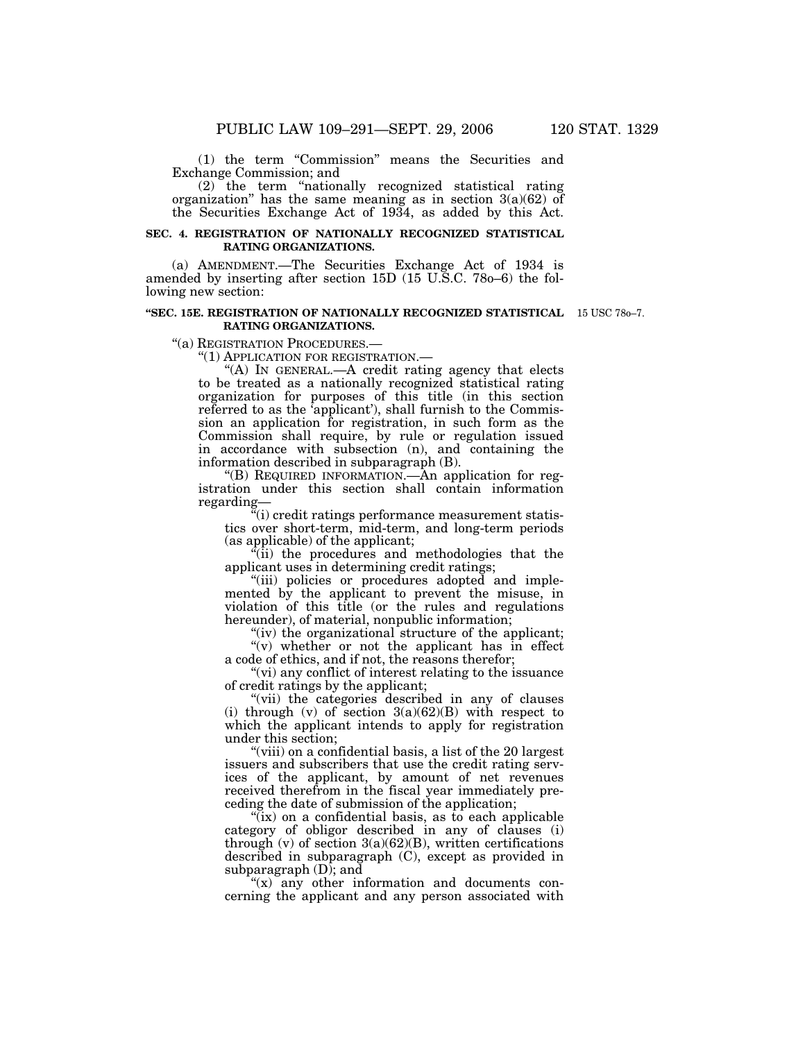(1) the term "Commission" means the Securities and Exchange Commission; and

(2) the term "nationally recognized statistical rating organization" has the same meaning as in section 3(a)(62) of the Securities Exchange Act of 1934, as added by this Act.

**SEC. 4. REGISTRATION OF NATIONALLY RECOGNIZED STATISTICAL RATING ORGANIZATIONS.**

(a) AMENDMENT.—The Securities Exchange Act of 1934 is amended by inserting after section 15D (15 U.S.C. 78o–6) the following new section:

**"SEC. 15E. REGISTRATION OF NATIONALLY RECOGNIZED STATISTICAL RATING ORGANIZATIONS.**

15 USC 78o–7.

"(a) REGISTRATION PROCEDURES.—

"(1) APPLICATION FOR REGISTRATION.—

"(A) IN GENERAL.—A credit rating agency that elects to be treated as a nationally recognized statistical rating organization for purposes of this title (in this section referred to as the 'applicant'), shall furnish to the Commission an application for registration, in such form as the Commission shall require, by rule or regulation issued in accordance with subsection (n), and containing the information described in subparagraph (B).

"(B) REQUIRED INFORMATION.—An application for registration under this section shall contain information regarding—

"(i) credit ratings performance measurement statistics over short-term, mid-term, and long-term periods (as applicable) of the applicant;

"(ii) the procedures and methodologies that the applicant uses in determining credit ratings;

"(iii) policies or procedures adopted and implemented by the applicant to prevent the misuse, in violation of this title (or the rules and regulations hereunder), of material, nonpublic information;

"(iv) the organizational structure of the applicant;

"(v) whether or not the applicant has in effect a code of ethics, and if not, the reasons therefor;

"(vi) any conflict of interest relating to the issuance of credit ratings by the applicant;

"(vii) the categories described in any of clauses (i) through (v) of section 3(a)(62)(B) with respect to which the applicant intends to apply for registration under this section;

"(viii) on a confidential basis, a list of the 20 largest issuers and subscribers that use the credit rating services of the applicant, by amount of net revenues received therefrom in the fiscal year immediately preceding the date of submission of the application;

"(ix) on a confidential basis, as to each applicable category of obligor described in any of clauses (i) through (v) of section 3(a)(62)(B), written certifications described in subparagraph (C), except as provided in subparagraph (D); and

"(x) any other information and documents concerning the applicant and any person associated with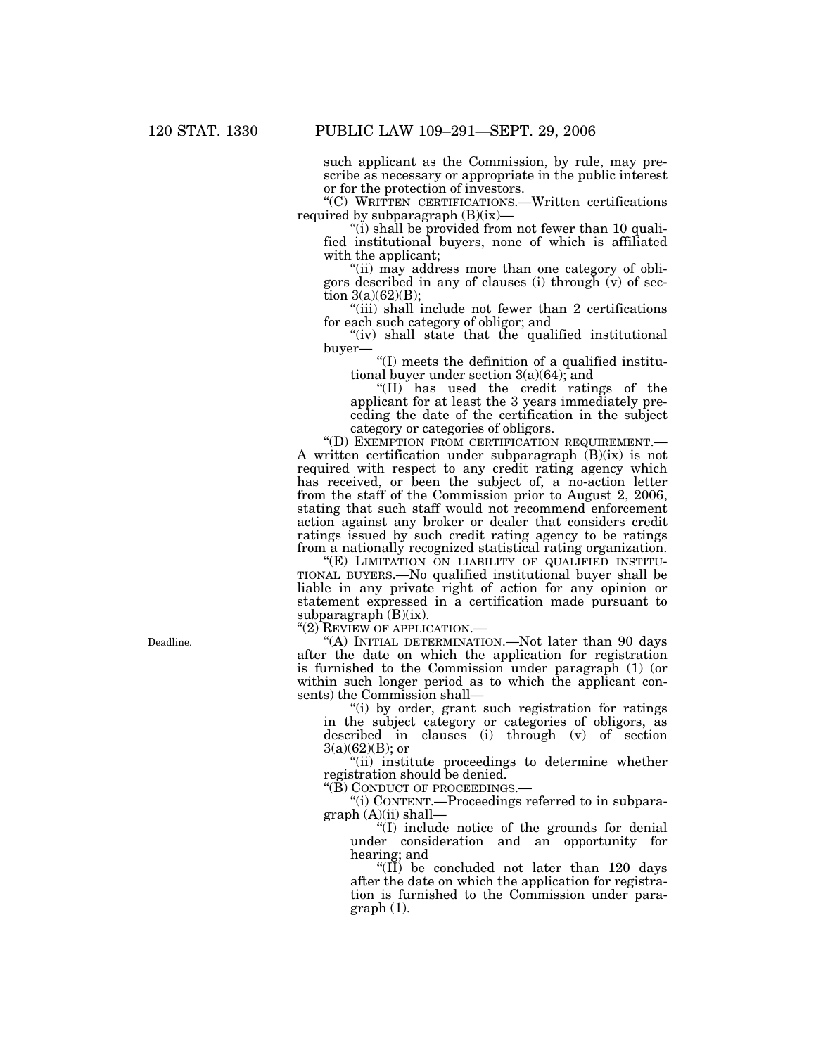such applicant as the Commission, by rule, may prescribe as necessary or appropriate in the public interest or for the protection of investors.

"(C) WRITTEN CERTIFICATIONS.—Written certifications required by subparagraph (B)(ix)—

"(i) shall be provided from not fewer than 10 qualified institutional buyers, none of which is affiliated with the applicant;

"(ii) may address more than one category of obligors described in any of clauses (i) through (v) of section 3(a)(62)(B);

"(iii) shall include not fewer than 2 certifications for each such category of obligor; and

"(iv) shall state that the qualified institutional buyer—

"(I) meets the definition of a qualified institutional buyer under section 3(a)(64); and

"(II) has used the credit ratings of the applicant for at least the 3 years immediately preceding the date of the certification in the subject category or categories of obligors.

"(D) EXEMPTION FROM CERTIFICATION REQUIREMENT.—A written certification under subparagraph (B)(ix) is not required with respect to any credit rating agency which has received, or been the subject of, a no-action letter from the staff of the Commission prior to August 2, 2006, stating that such staff would not recommend enforcement action against any broker or dealer that considers credit ratings issued by such credit rating agency to be ratings from a nationally recognized statistical rating organization.

"(E) LIMITATION ON LIABILITY OF QUALIFIED INSTITUTIONAL BUYERS.—No qualified institutional buyer shall be liable in any private right of action for any opinion or statement expressed in a certification made pursuant to subparagraph (B)(ix).

"(2) REVIEW OF APPLICATION.—

Deadline.

"(A) INITIAL DETERMINATION.—Not later than 90 days after the date on which the application for registration is furnished to the Commission under paragraph (1) (or within such longer period as to which the applicant consents) the Commission shall—

"(i) by order, grant such registration for ratings in the subject category or categories of obligors, as described in clauses (i) through (v) of section 3(a)(62)(B); or

"(ii) institute proceedings to determine whether registration should be denied.

"(B) CONDUCT OF PROCEEDINGS.—

"(i) CONTENT.—Proceedings referred to in subparagraph (A)(ii) shall—

"(I) include notice of the grounds for denial under consideration and an opportunity for hearing; and

"(II) be concluded not later than 120 days after the date on which the application for registration is furnished to the Commission under paragraph (1).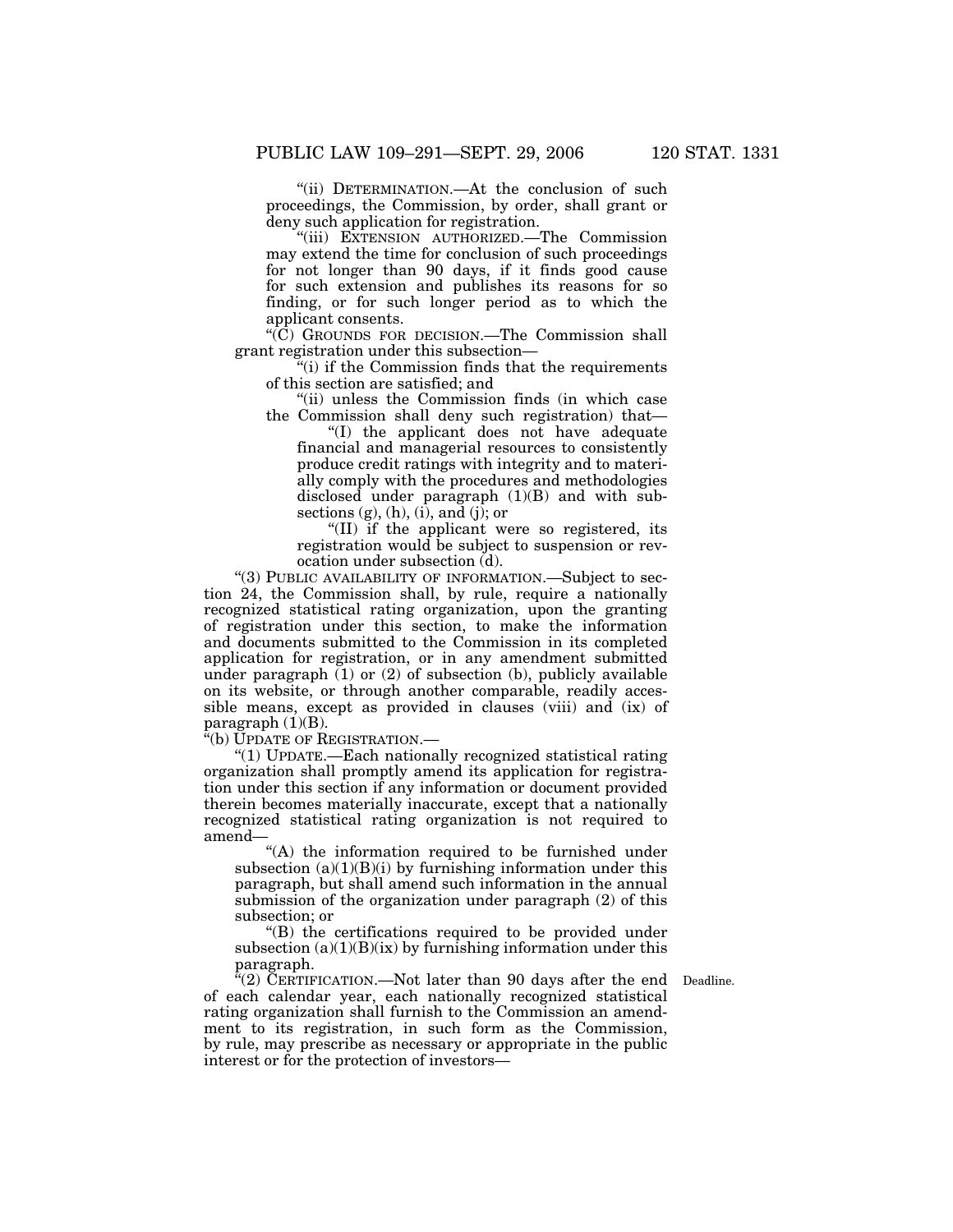"(ii) DETERMINATION.—At the conclusion of such proceedings, the Commission, by order, shall grant or deny such application for registration.

"(iii) EXTENSION AUTHORIZED.—The Commission may extend the time for conclusion of such proceedings for not longer than 90 days, if it finds good cause for such extension and publishes its reasons for so finding, or for such longer period as to which the applicant consents.

"(C) GROUNDS FOR DECISION.—The Commission shall grant registration under this subsection—

"(i) if the Commission finds that the requirements of this section are satisfied; and

"(ii) unless the Commission finds (in which case the Commission shall deny such registration) that—

"(I) the applicant does not have adequate financial and managerial resources to consistently produce credit ratings with integrity and to materially comply with the procedures and methodologies disclosed under paragraph (1)(B) and with subsections (g), (h), (i), and (j); or

"(II) if the applicant were so registered, its registration would be subject to suspension or revocation under subsection (d).

"(3) PUBLIC AVAILABILITY OF INFORMATION.—Subject to section 24, the Commission shall, by rule, require a nationally recognized statistical rating organization, upon the granting of registration under this section, to make the information and documents submitted to the Commission in its completed application for registration, or in any amendment submitted under paragraph (1) or (2) of subsection (b), publicly available on its website, or through another comparable, readily accessible means, except as provided in clauses (viii) and (ix) of paragraph (1)(B).

"(b) UPDATE OF REGISTRATION.—

"(1) UPDATE.—Each nationally recognized statistical rating organization shall promptly amend its application for registration under this section if any information or document provided therein becomes materially inaccurate, except that a nationally recognized statistical rating organization is not required to amend—

"(A) the information required to be furnished under subsection (a)(1)(B)(i) by furnishing information under this paragraph, but shall amend such information in the annual submission of the organization under paragraph (2) of this subsection; or

"(B) the certifications required to be provided under subsection (a)(1)(B)(ix) by furnishing information under this paragraph.

Deadline.

"(2) CERTIFICATION.—Not later than 90 days after the end of each calendar year, each nationally recognized statistical rating organization shall furnish to the Commission an amendment to its registration, in such form as the Commission, by rule, may prescribe as necessary or appropriate in the public interest or for the protection of investors—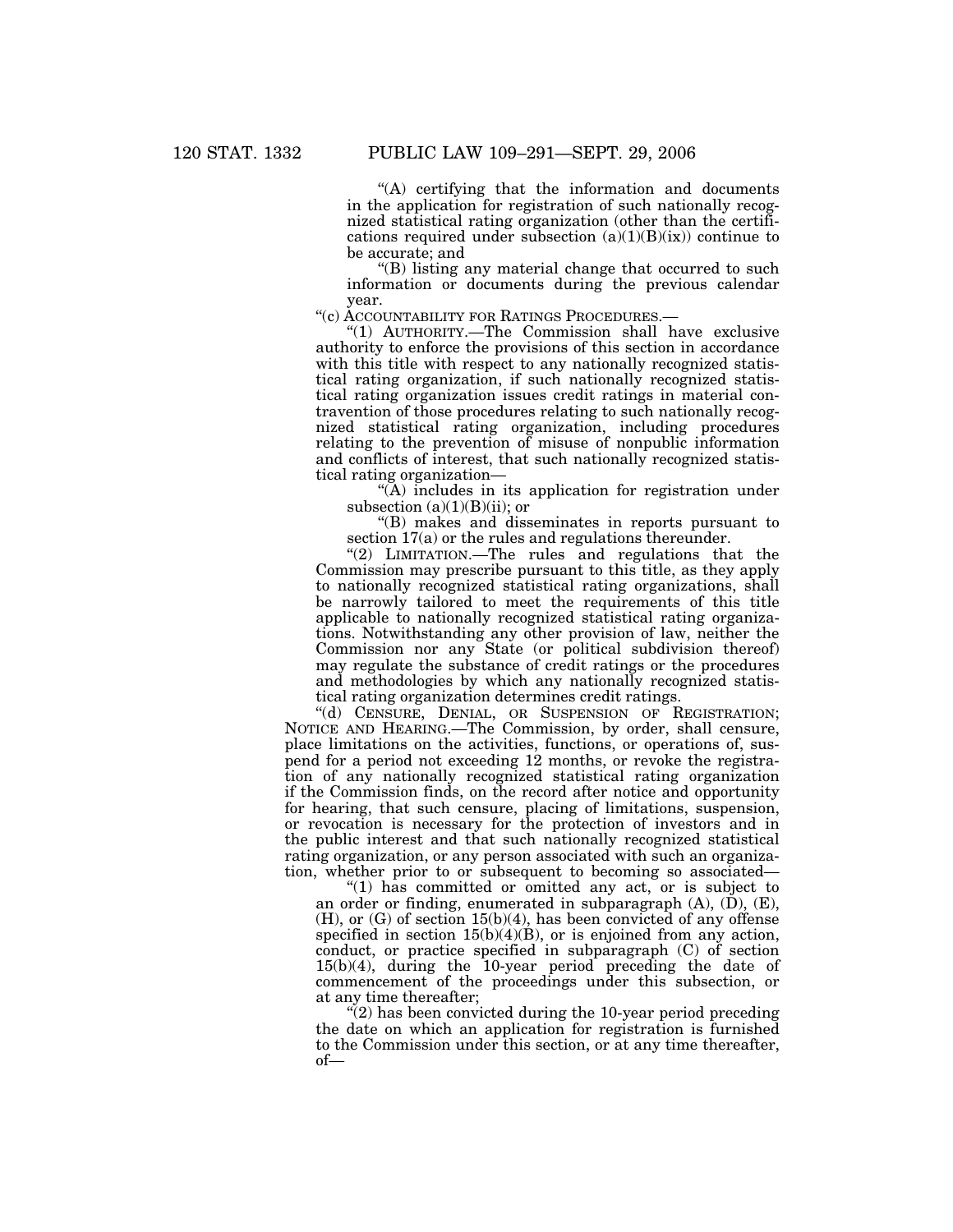"(A) certifying that the information and documents in the application for registration of such nationally recognized statistical rating organization (other than the certifications required under subsection (a)(1)(B)(ix)) continue to be accurate; and

"(B) listing any material change that occurred to such information or documents during the previous calendar year.

"(c) ACCOUNTABILITY FOR RATINGS PROCEDURES.—

"(1) AUTHORITY.—The Commission shall have exclusive authority to enforce the provisions of this section in accordance with this title with respect to any nationally recognized statistical rating organization, if such nationally recognized statistical rating organization issues credit ratings in material contravention of those procedures relating to such nationally recognized statistical rating organization, including procedures relating to the prevention of misuse of nonpublic information and conflicts of interest, that such nationally recognized statistical rating organization—

"(A) includes in its application for registration under subsection (a)(1)(B)(ii); or

"(B) makes and disseminates in reports pursuant to section 17(a) or the rules and regulations thereunder.

"(2) LIMITATION.—The rules and regulations that the Commission may prescribe pursuant to this title, as they apply to nationally recognized statistical rating organizations, shall be narrowly tailored to meet the requirements of this title applicable to nationally recognized statistical rating organizations. Notwithstanding any other provision of law, neither the Commission nor any State (or political subdivision thereof) may regulate the substance of credit ratings or the procedures and methodologies by which any nationally recognized statistical rating organization determines credit ratings.

"(d) CENSURE, DENIAL, OR SUSPENSION OF REGISTRATION; NOTICE AND HEARING.—The Commission, by order, shall censure, place limitations on the activities, functions, or operations of, suspend for a period not exceeding 12 months, or revoke the registration of any nationally recognized statistical rating organization if the Commission finds, on the record after notice and opportunity for hearing, that such censure, placing of limitations, suspension, or revocation is necessary for the protection of investors and in the public interest and that such nationally recognized statistical rating organization, or any person associated with such an organization, whether prior to or subsequent to becoming so associated—

"(1) has committed or omitted any act, or is subject to an order or finding, enumerated in subparagraph (A), (D), (E), (H), or (G) of section 15(b)(4), has been convicted of any offense specified in section 15(b)(4)(B), or is enjoined from any action, conduct, or practice specified in subparagraph (C) of section 15(b)(4), during the 10-year period preceding the date of commencement of the proceedings under this subsection, or at any time thereafter;

"(2) has been convicted during the 10-year period preceding the date on which an application for registration is furnished to the Commission under this section, or at any time thereafter, of—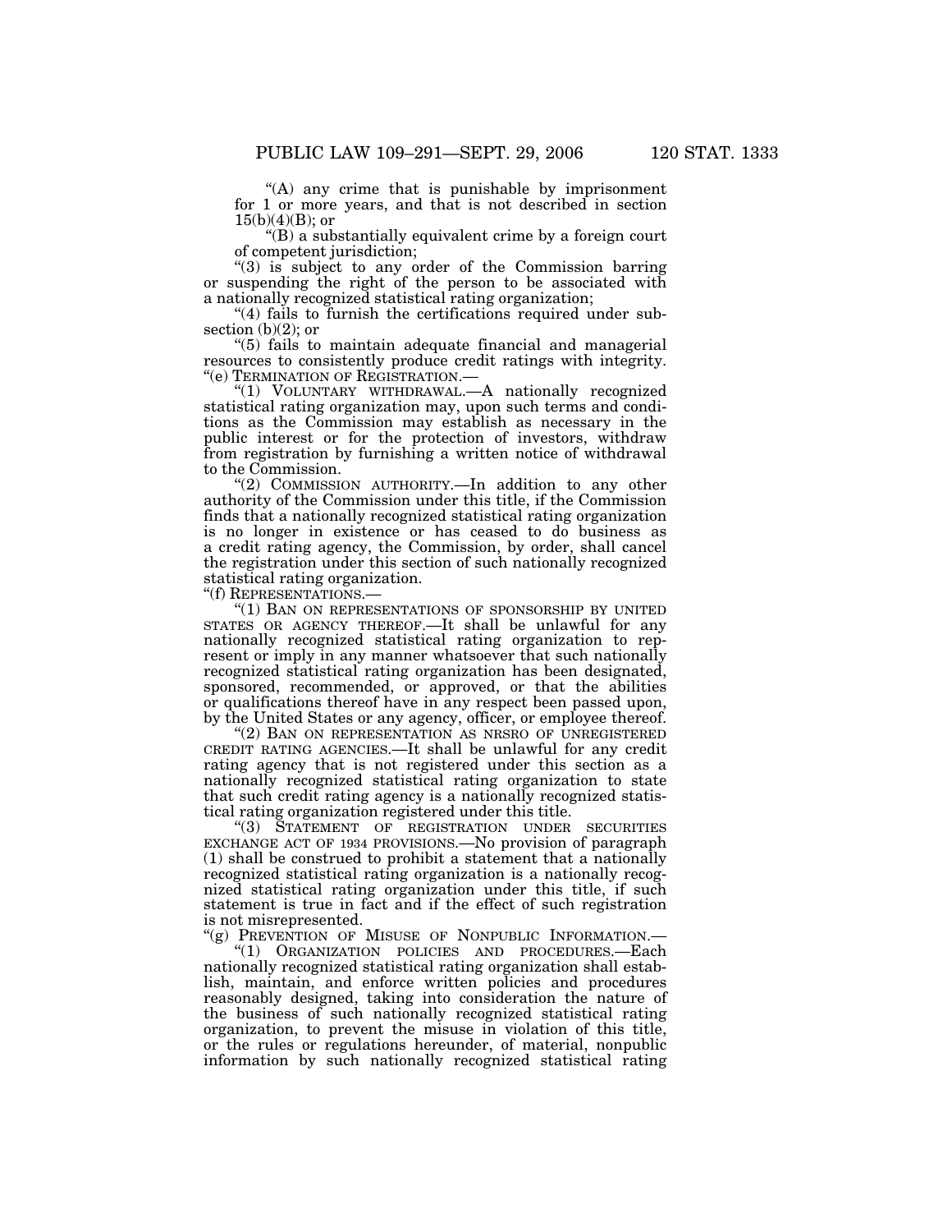"(A) any crime that is punishable by imprisonment for 1 or more years, and that is not described in section 15(b)(4)(B); or

"(B) a substantially equivalent crime by a foreign court of competent jurisdiction;

"(3) is subject to any order of the Commission barring or suspending the right of the person to be associated with a nationally recognized statistical rating organization;

"(4) fails to furnish the certifications required under subsection (b)(2); or

"(5) fails to maintain adequate financial and managerial resources to consistently produce credit ratings with integrity.

"(e) TERMINATION OF REGISTRATION.—

"(1) VOLUNTARY WITHDRAWAL.—A nationally recognized statistical rating organization may, upon such terms and conditions as the Commission may establish as necessary in the public interest or for the protection of investors, withdraw from registration by furnishing a written notice of withdrawal to the Commission.

"(2) COMMISSION AUTHORITY.—In addition to any other authority of the Commission under this title, if the Commission finds that a nationally recognized statistical rating organization is no longer in existence or has ceased to do business as a credit rating agency, the Commission, by order, shall cancel the registration under this section of such nationally recognized statistical rating organization.

"(f) REPRESENTATIONS.—

"(1) BAN ON REPRESENTATIONS OF SPONSORSHIP BY UNITED STATES OR AGENCY THEREOF.—It shall be unlawful for any nationally recognized statistical rating organization to represent or imply in any manner whatsoever that such nationally recognized statistical rating organization has been designated, sponsored, recommended, or approved, or that the abilities or qualifications thereof have in any respect been passed upon, by the United States or any agency, officer, or employee thereof.

"(2) BAN ON REPRESENTATION AS NRSRO OF UNREGISTERED CREDIT RATING AGENCIES.—It shall be unlawful for any credit rating agency that is not registered under this section as a nationally recognized statistical rating organization to state that such credit rating agency is a nationally recognized statistical rating organization registered under this title.

"(3) STATEMENT OF REGISTRATION UNDER SECURITIES EXCHANGE ACT OF 1934 PROVISIONS.—No provision of paragraph (1) shall be construed to prohibit a statement that a nationally recognized statistical rating organization is a nationally recognized statistical rating organization under this title, if such statement is true in fact and if the effect of such registration is not misrepresented.

"(g) PREVENTION OF MISUSE OF NONPUBLIC INFORMATION.—

"(1) ORGANIZATION POLICIES AND PROCEDURES.—Each nationally recognized statistical rating organization shall establish, maintain, and enforce written policies and procedures reasonably designed, taking into consideration the nature of the business of such nationally recognized statistical rating organization, to prevent the misuse in violation of this title, or the rules or regulations hereunder, of material, nonpublic information by such nationally recognized statistical rating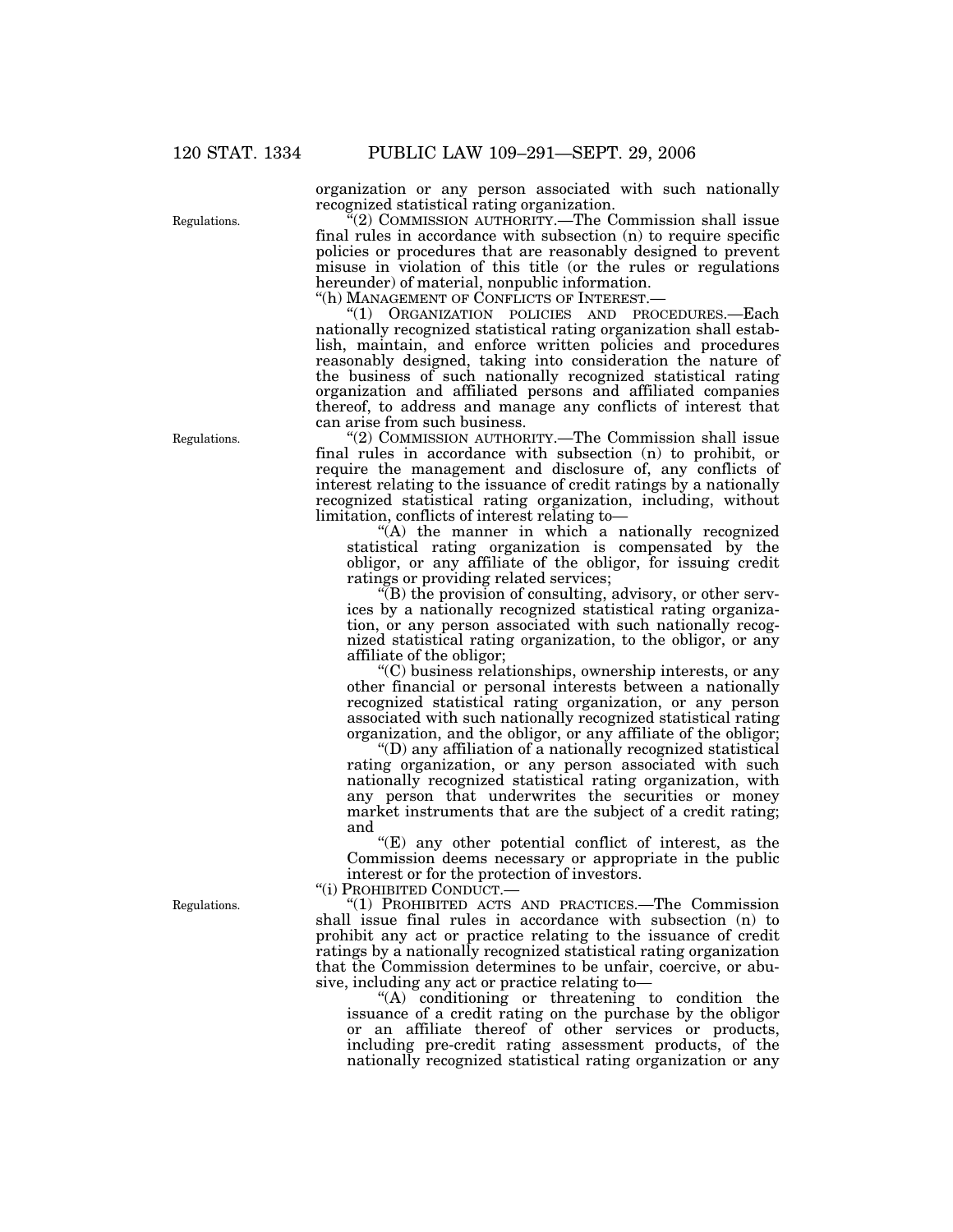organization or any person associated with such nationally recognized statistical rating organization.

"(2) COMMISSION AUTHORITY.—The Commission shall issue final rules in accordance with subsection (n) to require specific policies or procedures that are reasonably designed to prevent misuse in violation of this title (or the rules or regulations hereunder) of material, nonpublic information.

"(h) MANAGEMENT OF CONFLICTS OF INTEREST.—

"(1) ORGANIZATION POLICIES AND PROCEDURES.—Each nationally recognized statistical rating organization shall establish, maintain, and enforce written policies and procedures reasonably designed, taking into consideration the nature of the business of such nationally recognized statistical rating organization and affiliated persons and affiliated companies thereof, to address and manage any conflicts of interest that can arise from such business.

"(2) COMMISSION AUTHORITY.—The Commission shall issue final rules in accordance with subsection (n) to prohibit, or require the management and disclosure of, any conflicts of interest relating to the issuance of credit ratings by a nationally recognized statistical rating organization, including, without limitation, conflicts of interest relating to—

"(A) the manner in which a nationally recognized statistical rating organization is compensated by the obligor, or any affiliate of the obligor, for issuing credit ratings or providing related services;

"(B) the provision of consulting, advisory, or other services by a nationally recognized statistical rating organization, or any person associated with such nationally recognized statistical rating organization, to the obligor, or any affiliate of the obligor;

"(C) business relationships, ownership interests, or any other financial or personal interests between a nationally recognized statistical rating organization, or any person associated with such nationally recognized statistical rating organization, and the obligor, or any affiliate of the obligor;

"(D) any affiliation of a nationally recognized statistical rating organization, or any person associated with such nationally recognized statistical rating organization, with any person that underwrites the securities or money market instruments that are the subject of a credit rating; and

"(E) any other potential conflict of interest, as the Commission deems necessary or appropriate in the public interest or for the protection of investors.

"(i) PROHIBITED CONDUCT.—

"(1) PROHIBITED ACTS AND PRACTICES.—The Commission shall issue final rules in accordance with subsection (n) to prohibit any act or practice relating to the issuance of credit ratings by a nationally recognized statistical rating organization that the Commission determines to be unfair, coercive, or abusive, including any act or practice relating to—

"(A) conditioning or threatening to condition the issuance of a credit rating on the purchase by the obligor or an affiliate thereof of other services or products, including pre-credit rating assessment products, of the nationally recognized statistical rating organization or any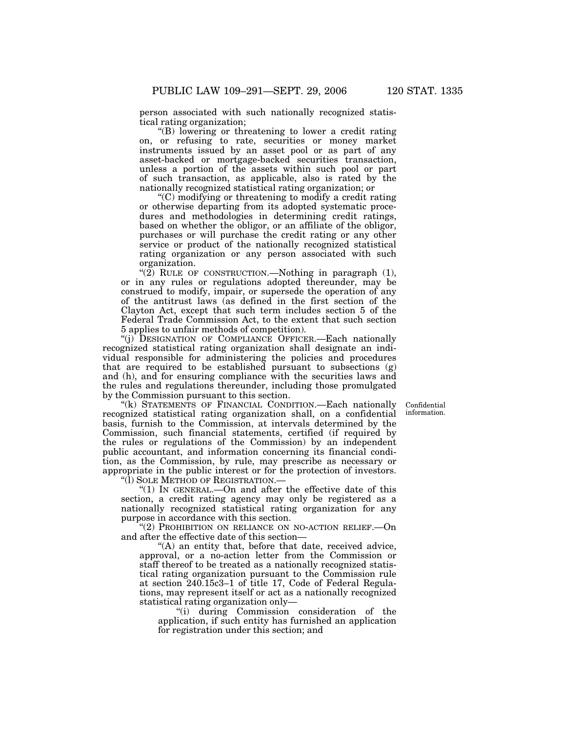person associated with such nationally recognized statistical rating organization;

"(B) lowering or threatening to lower a credit rating on, or refusing to rate, securities or money market instruments issued by an asset pool or as part of any asset-backed or mortgage-backed securities transaction, unless a portion of the assets within such pool or part of such transaction, as applicable, also is rated by the nationally recognized statistical rating organization; or

"(C) modifying or threatening to modify a credit rating or otherwise departing from its adopted systematic procedures and methodologies in determining credit ratings, based on whether the obligor, or an affiliate of the obligor, purchases or will purchase the credit rating or any other service or product of the nationally recognized statistical rating organization or any person associated with such organization.

"(2) RULE OF CONSTRUCTION.—Nothing in paragraph (1), or in any rules or regulations adopted thereunder, may be construed to modify, impair, or supersede the operation of any of the antitrust laws (as defined in the first section of the Clayton Act, except that such term includes section 5 of the Federal Trade Commission Act, to the extent that such section 5 applies to unfair methods of competition).

"(j) DESIGNATION OF COMPLIANCE OFFICER.—Each nationally recognized statistical rating organization shall designate an individual responsible for administering the policies and procedures that are required to be established pursuant to subsections (g) and (h), and for ensuring compliance with the securities laws and the rules and regulations thereunder, including those promulgated by the Commission pursuant to this section.

Confidential information.

"(k) STATEMENTS OF FINANCIAL CONDITION.—Each nationally recognized statistical rating organization shall, on a confidential basis, furnish to the Commission, at intervals determined by the Commission, such financial statements, certified (if required by the rules or regulations of the Commission) by an independent public accountant, and information concerning its financial condition, as the Commission, by rule, may prescribe as necessary or appropriate in the public interest or for the protection of investors.

"(l) SOLE METHOD OF REGISTRATION.—

"(1) IN GENERAL.—On and after the effective date of this section, a credit rating agency may only be registered as a nationally recognized statistical rating organization for any purpose in accordance with this section.

"(2) PROHIBITION ON RELIANCE ON NO-ACTION RELIEF.—On and after the effective date of this section—

"(A) an entity that, before that date, received advice, approval, or a no-action letter from the Commission or staff thereof to be treated as a nationally recognized statistical rating organization pursuant to the Commission rule at section 240.15c3–1 of title 17, Code of Federal Regulations, may represent itself or act as a nationally recognized statistical rating organization only—

"(i) during Commission consideration of the application, if such entity has furnished an application for registration under this section; and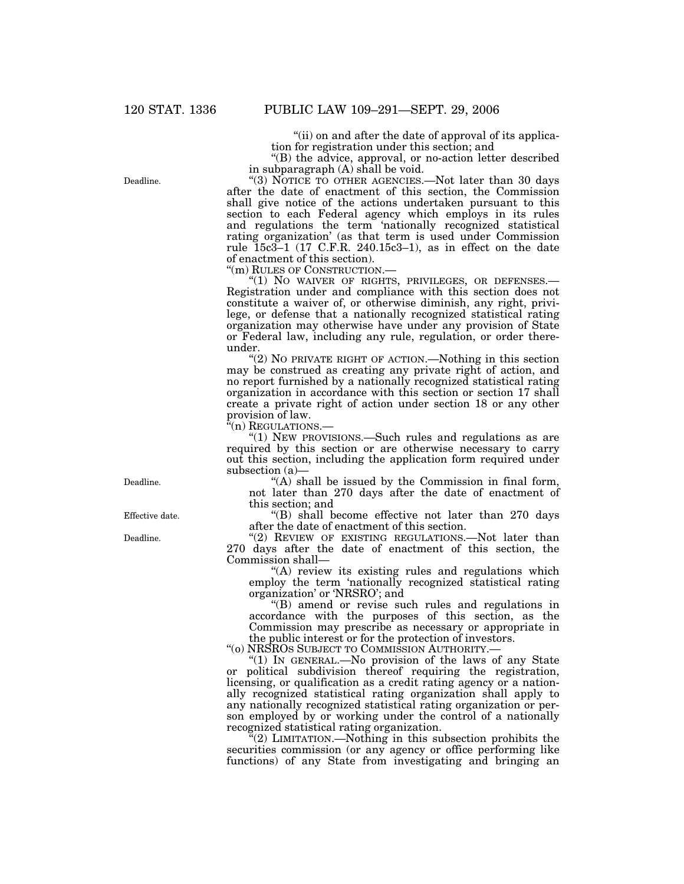"(ii) on and after the date of approval of its application for registration under this section; and

"(B) the advice, approval, or no-action letter described in subparagraph (A) shall be void.

Deadline.

"(3) NOTICE TO OTHER AGENCIES.—Not later than 30 days after the date of enactment of this section, the Commission shall give notice of the actions undertaken pursuant to this section to each Federal agency which employs in its rules and regulations the term 'nationally recognized statistical rating organization' (as that term is used under Commission rule 15c3–1 (17 C.F.R. 240.15c3–1), as in effect on the date of enactment of this section).

"(m) RULES OF CONSTRUCTION.—

"(1) NO WAIVER OF RIGHTS, PRIVILEGES, OR DEFENSES.—Registration under and compliance with this section does not constitute a waiver of, or otherwise diminish, any right, privilege, or defense that a nationally recognized statistical rating organization may otherwise have under any provision of State or Federal law, including any rule, regulation, or order thereunder.

"(2) NO PRIVATE RIGHT OF ACTION.—Nothing in this section may be construed as creating any private right of action, and no report furnished by a nationally recognized statistical rating organization in accordance with this section or section 17 shall create a private right of action under section 18 or any other provision of law.

"(n) REGULATIONS.—

"(1) NEW PROVISIONS.—Such rules and regulations as are required by this section or are otherwise necessary to carry out this section, including the application form required under subsection (a)—

Deadline.

"(A) shall be issued by the Commission in final form, not later than 270 days after the date of enactment of this section; and

Effective date.

"(B) shall become effective not later than 270 days after the date of enactment of this section.

Deadline.

"(2) REVIEW OF EXISTING REGULATIONS.—Not later than 270 days after the date of enactment of this section, the Commission shall—

"(A) review its existing rules and regulations which employ the term 'nationally recognized statistical rating organization' or 'NRSRO'; and

"(B) amend or revise such rules and regulations in accordance with the purposes of this section, as the Commission may prescribe as necessary or appropriate in the public interest or for the protection of investors.

"(o) NRSROS SUBJECT TO COMMISSION AUTHORITY.—

"(1) IN GENERAL.—No provision of the laws of any State or political subdivision thereof requiring the registration, licensing, or qualification as a credit rating agency or a nationally recognized statistical rating organization shall apply to any nationally recognized statistical rating organization or person employed by or working under the control of a nationally recognized statistical rating organization.

"(2) LIMITATION.—Nothing in this subsection prohibits the securities commission (or any agency or office performing like functions) of any State from investigating and bringing an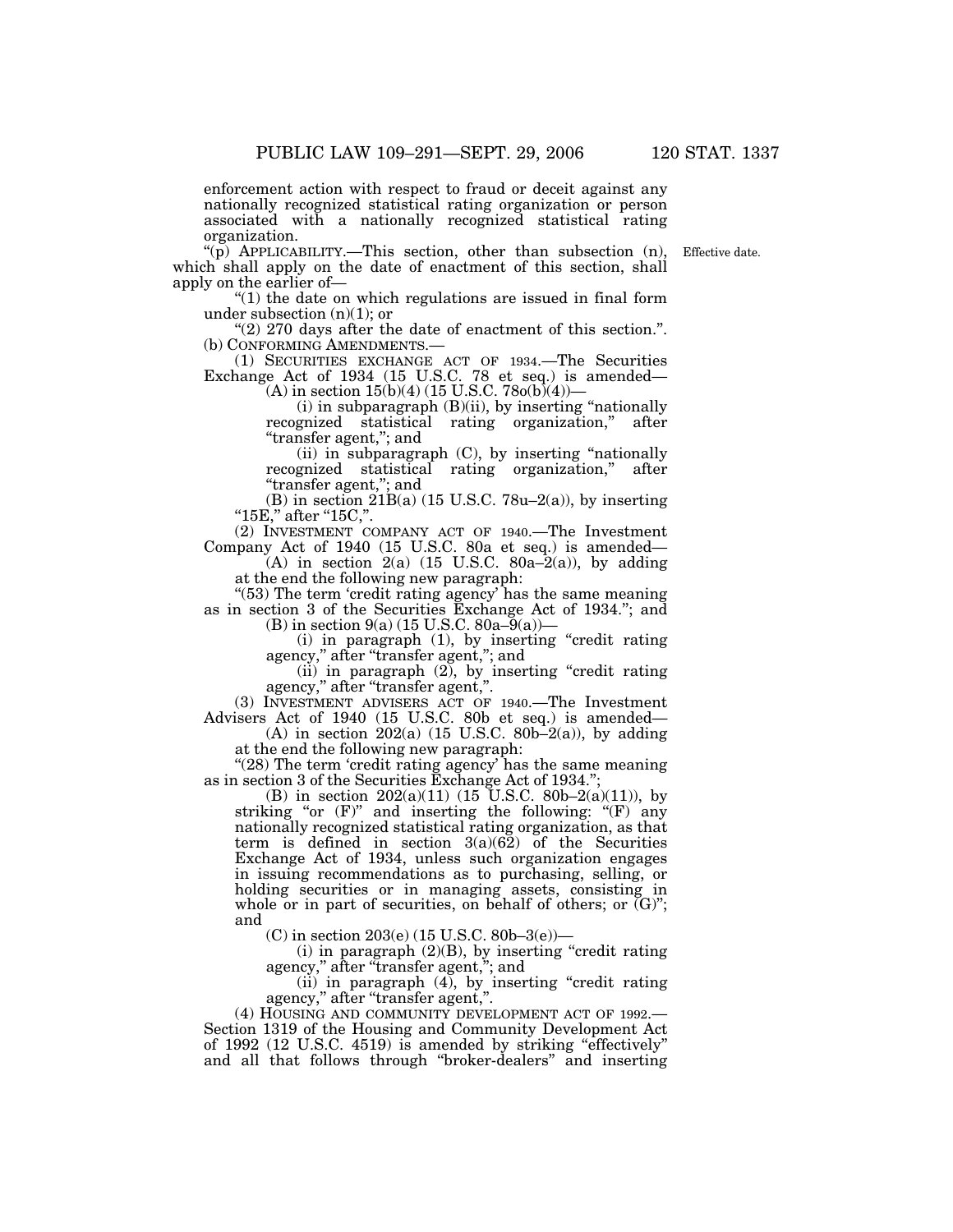enforcement action with respect to fraud or deceit against any nationally recognized statistical rating organization or person associated with a nationally recognized statistical rating organization.

"(p) APPLICABILITY.—This section, other than subsection (n), which shall apply on the date of enactment of this section, shall apply on the earlier of—

Effective date.

"(1) the date on which regulations are issued in final form under subsection (n)(1); or

"(2) 270 days after the date of enactment of this section.".

(b) CONFORMING AMENDMENTS.—

(1) SECURITIES EXCHANGE ACT OF 1934.—The Securities Exchange Act of 1934 (15 U.S.C. 78 et seq.) is amended—

(A) in section 15(b)(4) (15 U.S.C. 78o(b)(4))—

(i) in subparagraph (B)(ii), by inserting "nationally recognized statistical rating organization," after "transfer agent,"; and

(ii) in subparagraph (C), by inserting "nationally recognized statistical rating organization," after "transfer agent,"; and

(B) in section 21B(a) (15 U.S.C. 78u–2(a)), by inserting "15E," after "15C,".

(2) INVESTMENT COMPANY ACT OF 1940.—The Investment Company Act of 1940 (15 U.S.C. 80a et seq.) is amended—

(A) in section 2(a) (15 U.S.C. 80a–2(a)), by adding at the end the following new paragraph:

"(53) The term 'credit rating agency' has the same meaning as in section 3 of the Securities Exchange Act of 1934."; and

(B) in section 9(a) (15 U.S.C. 80a–9(a))—

(i) in paragraph (1), by inserting "credit rating agency," after "transfer agent,"; and

(ii) in paragraph (2), by inserting "credit rating agency," after "transfer agent,".

(3) INVESTMENT ADVISERS ACT OF 1940.—The Investment Advisers Act of 1940 (15 U.S.C. 80b et seq.) is amended—

(A) in section 202(a) (15 U.S.C. 80b–2(a)), by adding at the end the following new paragraph:

"(28) The term 'credit rating agency' has the same meaning as in section 3 of the Securities Exchange Act of 1934.";

(B) in section 202(a)(11) (15 U.S.C. 80b–2(a)(11)), by striking "or (F)" and inserting the following: "(F) any nationally recognized statistical rating organization, as that term is defined in section 3(a)(62) of the Securities Exchange Act of 1934, unless such organization engages in issuing recommendations as to purchasing, selling, or holding securities or in managing assets, consisting in whole or in part of securities, on behalf of others; or (G)"; and

(C) in section 203(e) (15 U.S.C. 80b–3(e))—

(i) in paragraph (2)(B), by inserting "credit rating agency," after "transfer agent,"; and

(ii) in paragraph (4), by inserting "credit rating agency," after "transfer agent,".

(4) HOUSING AND COMMUNITY DEVELOPMENT ACT OF 1992.—Section 1319 of the Housing and Community Development Act of 1992 (12 U.S.C. 4519) is amended by striking "effectively" and all that follows through "broker-dealers" and inserting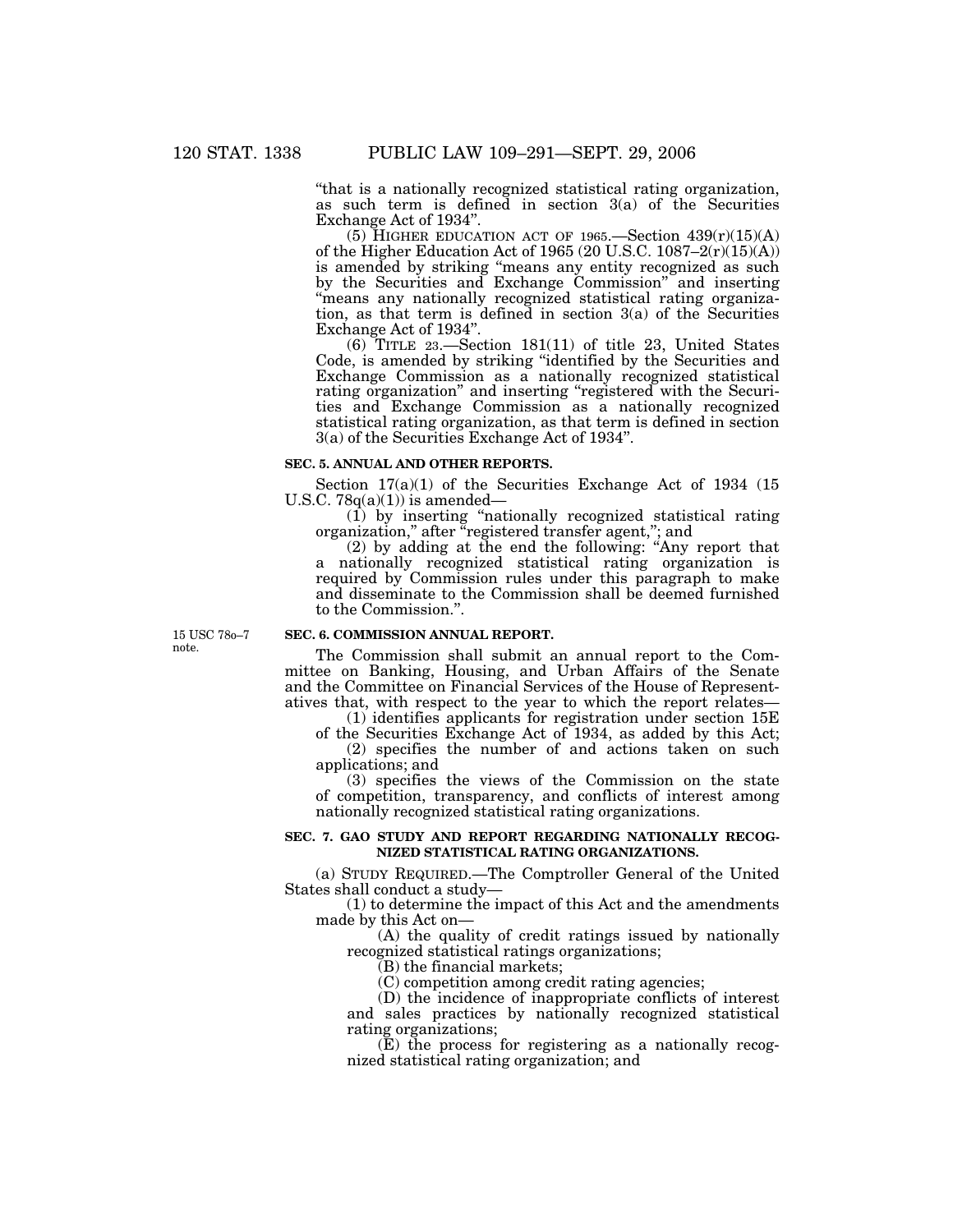"that is a nationally recognized statistical rating organization, as such term is defined in section 3(a) of the Securities Exchange Act of 1934".

(5) HIGHER EDUCATION ACT OF 1965.—Section 439(r)(15)(A) of the Higher Education Act of 1965 (20 U.S.C. 1087–2(r)(15)(A)) is amended by striking "means any entity recognized as such by the Securities and Exchange Commission" and inserting "means any nationally recognized statistical rating organization, as that term is defined in section 3(a) of the Securities Exchange Act of 1934".

(6) TITLE 23.—Section 181(11) of title 23, United States Code, is amended by striking "identified by the Securities and Exchange Commission as a nationally recognized statistical rating organization" and inserting "registered with the Securities and Exchange Commission as a nationally recognized statistical rating organization, as that term is defined in section 3(a) of the Securities Exchange Act of 1934".

**SEC. 5. ANNUAL AND OTHER REPORTS.**

Section 17(a)(1) of the Securities Exchange Act of 1934 (15 U.S.C. 78q(a)(1)) is amended—

(1) by inserting "nationally recognized statistical rating organization," after "registered transfer agent,"; and

(2) by adding at the end the following: "Any report that a nationally recognized statistical rating organization is required by Commission rules under this paragraph to make and disseminate to the Commission shall be deemed furnished to the Commission.".

15 USC 78o–7 note.

**SEC. 6. COMMISSION ANNUAL REPORT.**

The Commission shall submit an annual report to the Committee on Banking, Housing, and Urban Affairs of the Senate and the Committee on Financial Services of the House of Representatives that, with respect to the year to which the report relates—

(1) identifies applicants for registration under section 15E of the Securities Exchange Act of 1934, as added by this Act;

(2) specifies the number of and actions taken on such applications; and

(3) specifies the views of the Commission on the state of competition, transparency, and conflicts of interest among nationally recognized statistical rating organizations.

**SEC. 7. GAO STUDY AND REPORT REGARDING NATIONALLY RECOGNIZED STATISTICAL RATING ORGANIZATIONS.**

(a) STUDY REQUIRED.—The Comptroller General of the United States shall conduct a study—

(1) to determine the impact of this Act and the amendments made by this Act on—

(A) the quality of credit ratings issued by nationally recognized statistical ratings organizations;

(B) the financial markets;

(C) competition among credit rating agencies;

(D) the incidence of inappropriate conflicts of interest and sales practices by nationally recognized statistical rating organizations;

(E) the process for registering as a nationally recognized statistical rating organization; and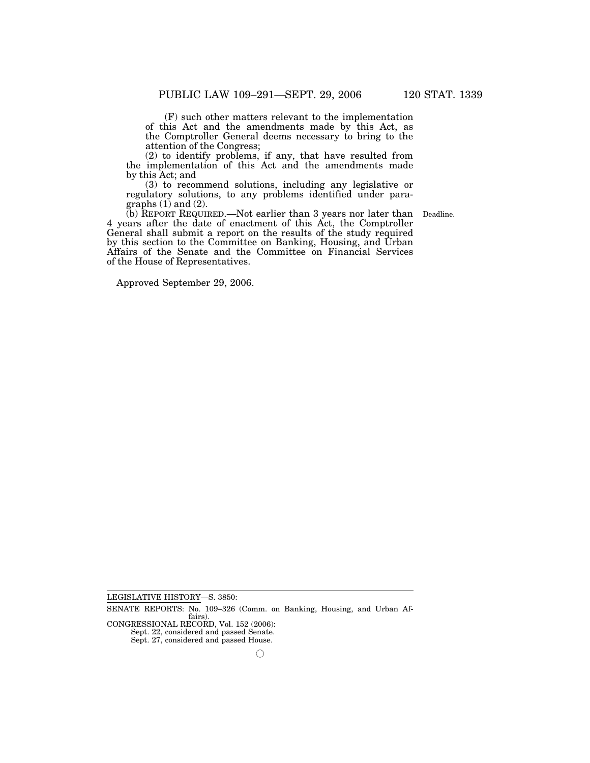(F) such other matters relevant to the implementation of this Act and the amendments made by this Act, as the Comptroller General deems necessary to bring to the attention of the Congress;

(2) to identify problems, if any, that have resulted from the implementation of this Act and the amendments made by this Act; and

(3) to recommend solutions, including any legislative or regulatory solutions, to any problems identified under paragraphs (1) and (2).

(b) REPORT REQUIRED.—Not earlier than 3 years nor later than 4 years after the date of enactment of this Act, the Comptroller General shall submit a report on the results of the study required by this section to the Committee on Banking, Housing, and Urban Affairs of the Senate and the Committee on Financial Services of the House of Representatives.

Deadline.

Approved September 29, 2006.

---

LEGISLATIVE HISTORY—S. 3850:

SENATE REPORTS: No. 109–326 (Comm. on Banking, Housing, and Urban Affairs).

CONGRESSIONAL RECORD, Vol. 152 (2006):

Sept. 22, considered and passed Senate.

Sept. 27, considered and passed House.

○